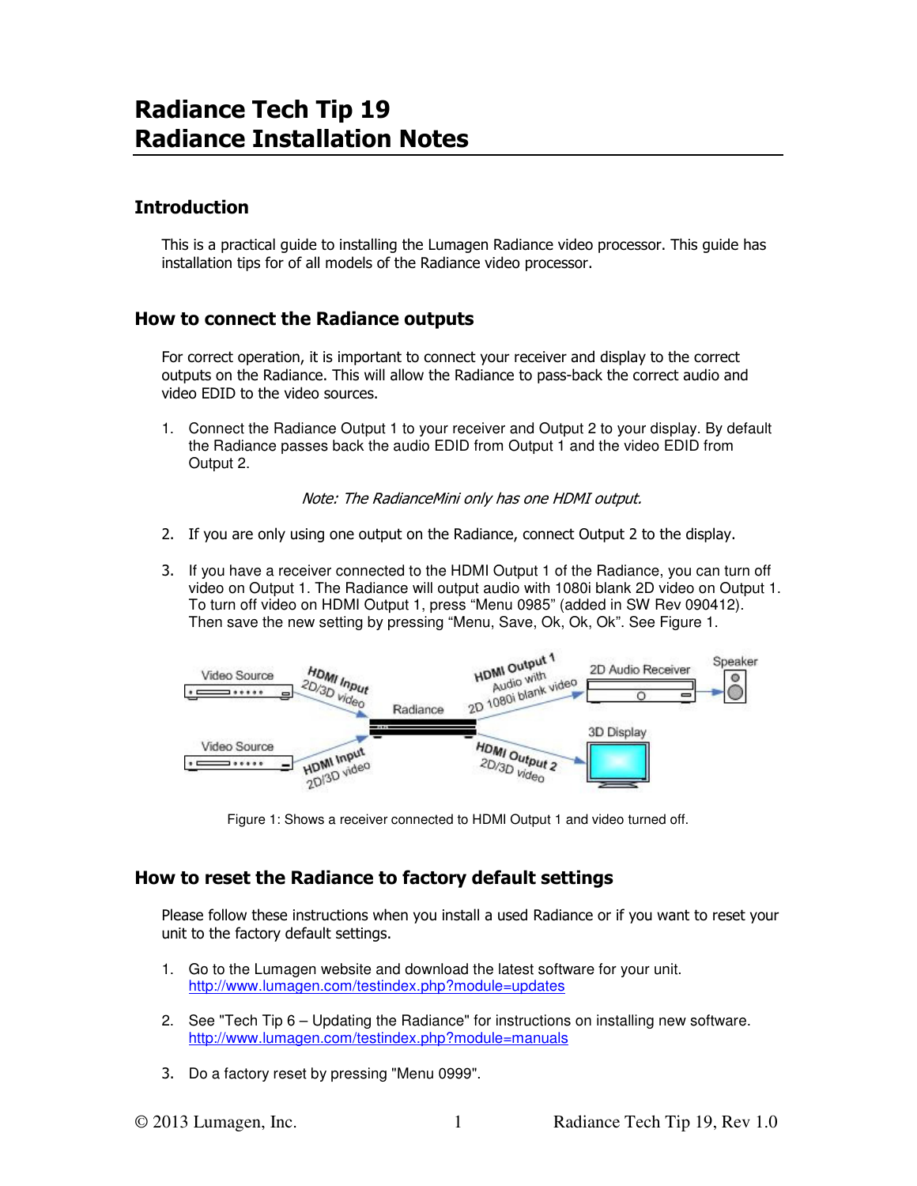# Radiance Tech Tip 19
# Radiance Installation Notes

## Introduction

This is a practical guide to installing the Lumagen Radiance video processor. This guide has installation tips for of all models of the Radiance video processor.

## How to connect the Radiance outputs

For correct operation, it is important to connect your receiver and display to the correct outputs on the Radiance. This will allow the Radiance to pass-back the correct audio and video EDID to the video sources.

1. Connect the Radiance Output 1 to your receiver and Output 2 to your display. By default the Radiance passes back the audio EDID from Output 1 and the video EDID from Output 2.

   *Note: The RadianceMini only has one HDMI output.*

2. If you are only using one output on the Radiance, connect Output 2 to the display.

3. If you have a receiver connected to the HDMI Output 1 of the Radiance, you can turn off video on Output 1. The Radiance will output audio with 1080i blank 2D video on Output 1. To turn off video on HDMI Output 1, press "Menu 0985" (added in SW Rev 090412). Then save the new setting by pressing "Menu, Save, Ok, Ok, Ok". See Figure 1.

Figure 1: Shows a receiver connected to HDMI Output 1 and video turned off.

## How to reset the Radiance to factory default settings

Please follow these instructions when you install a used Radiance or if you want to reset your unit to the factory default settings.

1. Go to the Lumagen website and download the latest software for your unit.
   http://www.lumagen.com/testindex.php?module=updates

2. See "Tech Tip 6 – Updating the Radiance" for instructions on installing new software.
   http://www.lumagen.com/testindex.php?module=manuals

3. Do a factory reset by pressing "Menu 0999".

© 2013 Lumagen, Inc.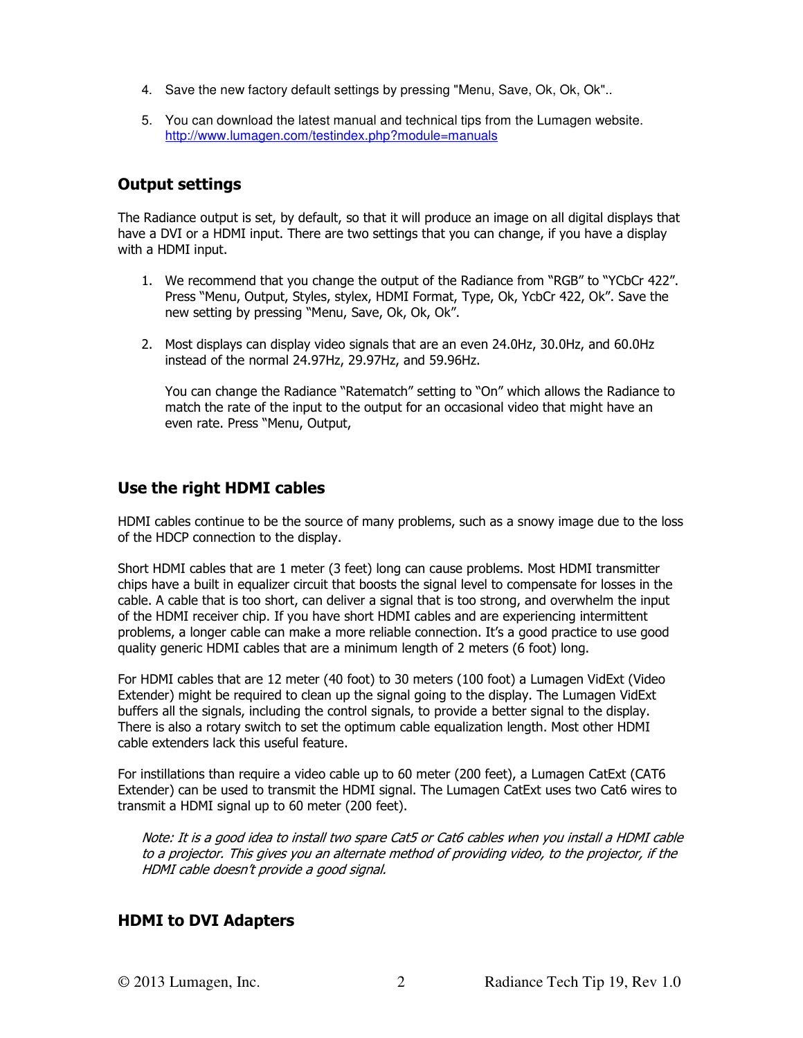4. Save the new factory default settings by pressing "Menu, Save, Ok, Ok, Ok"..

5. You can download the latest manual and technical tips from the Lumagen website. http://www.lumagen.com/testindex.php?module=manuals

## Output settings

The Radiance output is set, by default, so that it will produce an image on all digital displays that have a DVI or a HDMI input. There are two settings that you can change, if you have a display with a HDMI input.

1. We recommend that you change the output of the Radiance from "RGB" to "YCbCr 422". Press "Menu, Output, Styles, stylex, HDMI Format, Type, Ok, YcbCr 422, Ok". Save the new setting by pressing "Menu, Save, Ok, Ok, Ok".

2. Most displays can display video signals that are an even 24.0Hz, 30.0Hz, and 60.0Hz instead of the normal 24.97Hz, 29.97Hz, and 59.96Hz.

   You can change the Radiance "Ratematch" setting to "On" which allows the Radiance to match the rate of the input to the output for an occasional video that might have an even rate. Press "Menu, Output,

## Use the right HDMI cables

HDMI cables continue to be the source of many problems, such as a snowy image due to the loss of the HDCP connection to the display.

Short HDMI cables that are 1 meter (3 feet) long can cause problems. Most HDMI transmitter chips have a built in equalizer circuit that boosts the signal level to compensate for losses in the cable. A cable that is too short, can deliver a signal that is too strong, and overwhelm the input of the HDMI receiver chip. If you have short HDMI cables and are experiencing intermittent problems, a longer cable can make a more reliable connection. It's a good practice to use good quality generic HDMI cables that are a minimum length of 2 meters (6 foot) long.

For HDMI cables that are 12 meter (40 foot) to 30 meters (100 foot) a Lumagen VidExt (Video Extender) might be required to clean up the signal going to the display. The Lumagen VidExt buffers all the signals, including the control signals, to provide a better signal to the display. There is also a rotary switch to set the optimum cable equalization length. Most other HDMI cable extenders lack this useful feature.

For instillations than require a video cable up to 60 meter (200 feet), a Lumagen CatExt (CAT6 Extender) can be used to transmit the HDMI signal. The Lumagen CatExt uses two Cat6 wires to transmit a HDMI signal up to 60 meter (200 feet).

*Note: It is a good idea to install two spare Cat5 or Cat6 cables when you install a HDMI cable to a projector. This gives you an alternate method of providing video, to the projector, if the HDMI cable doesn't provide a good signal.*

## HDMI to DVI Adapters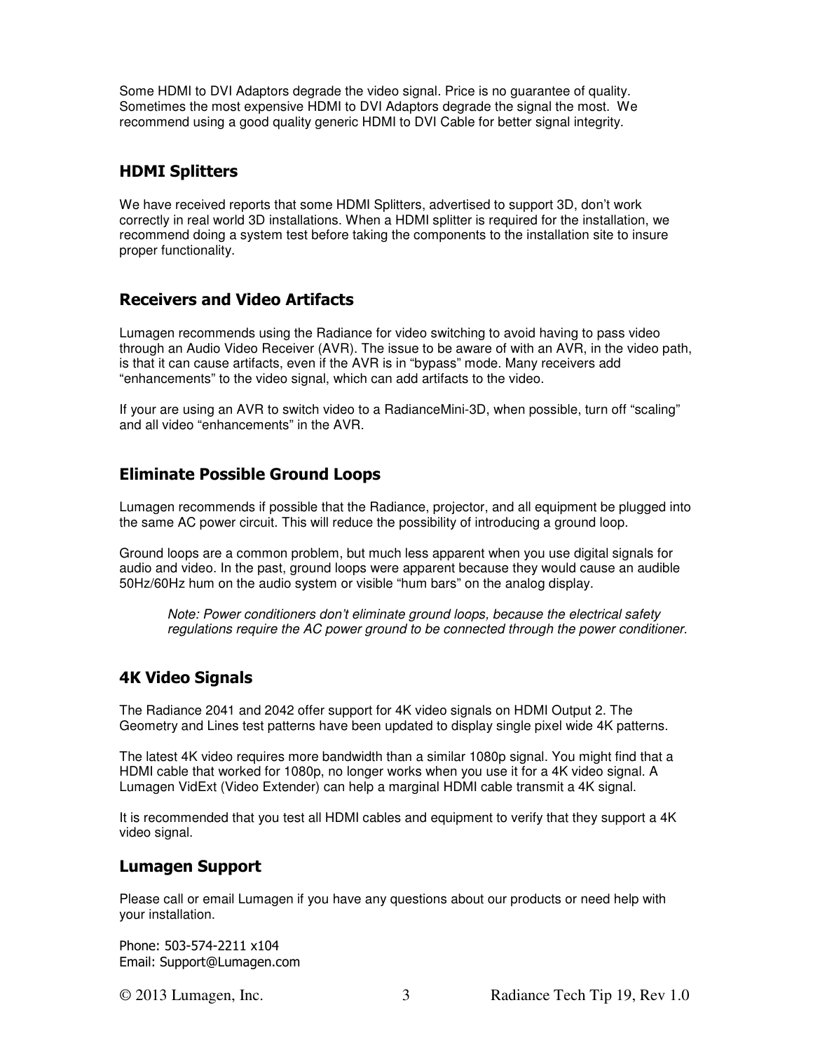Some HDMI to DVI Adaptors degrade the video signal. Price is no guarantee of quality. Sometimes the most expensive HDMI to DVI Adaptors degrade the signal the most. We recommend using a good quality generic HDMI to DVI Cable for better signal integrity.

## HDMI Splitters

We have received reports that some HDMI Splitters, advertised to support 3D, don't work correctly in real world 3D installations. When a HDMI splitter is required for the installation, we recommend doing a system test before taking the components to the installation site to insure proper functionality.

## Receivers and Video Artifacts

Lumagen recommends using the Radiance for video switching to avoid having to pass video through an Audio Video Receiver (AVR). The issue to be aware of with an AVR, in the video path, is that it can cause artifacts, even if the AVR is in "bypass" mode. Many receivers add "enhancements" to the video signal, which can add artifacts to the video.

If your are using an AVR to switch video to a RadianceMini-3D, when possible, turn off "scaling" and all video "enhancements" in the AVR.

## Eliminate Possible Ground Loops

Lumagen recommends if possible that the Radiance, projector, and all equipment be plugged into the same AC power circuit. This will reduce the possibility of introducing a ground loop.

Ground loops are a common problem, but much less apparent when you use digital signals for audio and video. In the past, ground loops were apparent because they would cause an audible 50Hz/60Hz hum on the audio system or visible "hum bars" on the analog display.

> *Note: Power conditioners don't eliminate ground loops, because the electrical safety regulations require the AC power ground to be connected through the power conditioner.*

## 4K Video Signals

The Radiance 2041 and 2042 offer support for 4K video signals on HDMI Output 2. The Geometry and Lines test patterns have been updated to display single pixel wide 4K patterns.

The latest 4K video requires more bandwidth than a similar 1080p signal. You might find that a HDMI cable that worked for 1080p, no longer works when you use it for a 4K video signal. A Lumagen VidExt (Video Extender) can help a marginal HDMI cable transmit a 4K signal.

It is recommended that you test all HDMI cables and equipment to verify that they support a 4K video signal.

## Lumagen Support

Please call or email Lumagen if you have any questions about our products or need help with your installation.

Phone: 503-574-2211 x104  
Email: Support@Lumagen.com